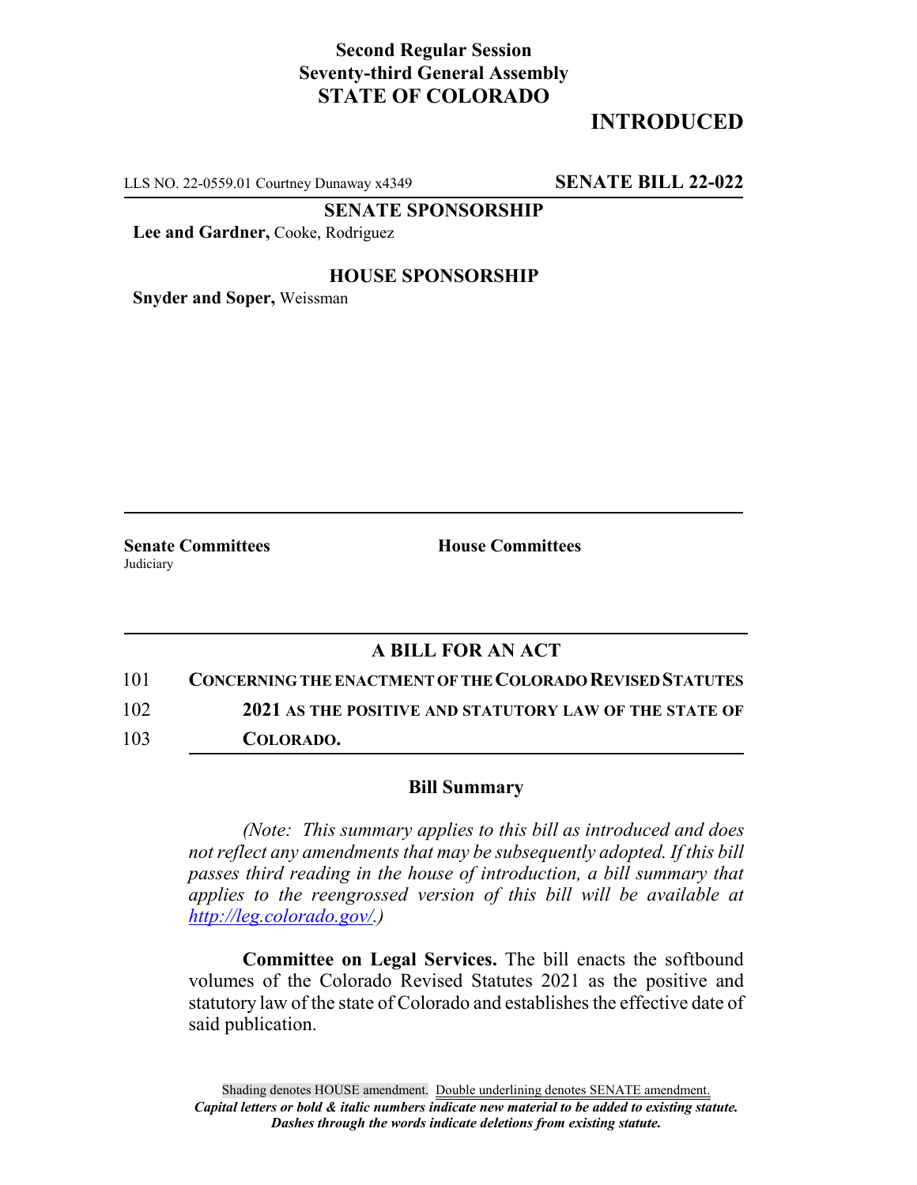**Second Regular Session**
**Seventy-third General Assembly**
**STATE OF COLORADO**

# INTRODUCED

LLS NO. 22-0559.01 Courtney Dunaway x4349 **SENATE BILL 22-022**

**SENATE SPONSORSHIP**

**Lee and Gardner,** Cooke, Rodriguez

**HOUSE SPONSORSHIP**

**Snyder and Soper,** Weissman

**Senate Committees**
Judiciary

**House Committees**

## A BILL FOR AN ACT

101 **CONCERNING THE ENACTMENT OF THE COLORADO REVISED STATUTES**
102 **2021 AS THE POSITIVE AND STATUTORY LAW OF THE STATE OF**
103 **COLORADO.**

### Bill Summary

*(Note: This summary applies to this bill as introduced and does not reflect any amendments that may be subsequently adopted. If this bill passes third reading in the house of introduction, a bill summary that applies to the reengrossed version of this bill will be available at http://leg.colorado.gov/.)*

**Committee on Legal Services.** The bill enacts the softbound volumes of the Colorado Revised Statutes 2021 as the positive and statutory law of the state of Colorado and establishes the effective date of said publication.

Shading denotes HOUSE amendment. Double underlining denotes SENATE amendment.
***Capital letters or bold & italic numbers indicate new material to be added to existing statute.***
***Dashes through the words indicate deletions from existing statute.***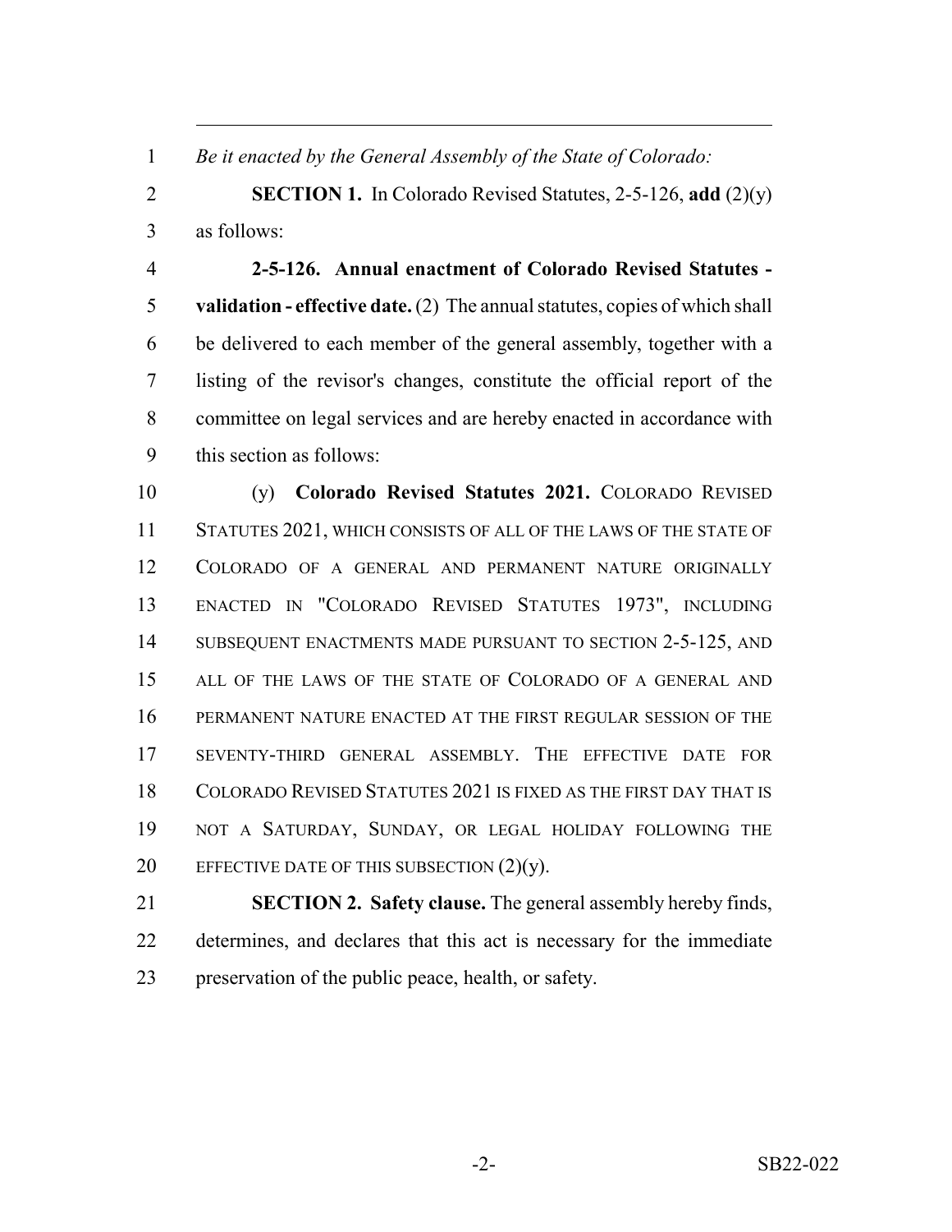*Be it enacted by the General Assembly of the State of Colorado:*

**SECTION 1.** In Colorado Revised Statutes, 2-5-126, **add** (2)(y) as follows:

**2-5-126. Annual enactment of Colorado Revised Statutes - validation - effective date.** (2) The annual statutes, copies of which shall be delivered to each member of the general assembly, together with a listing of the revisor's changes, constitute the official report of the committee on legal services and are hereby enacted in accordance with this section as follows:

(y) **Colorado Revised Statutes 2021.** COLORADO REVISED STATUTES 2021, WHICH CONSISTS OF ALL OF THE LAWS OF THE STATE OF COLORADO OF A GENERAL AND PERMANENT NATURE ORIGINALLY ENACTED IN "COLORADO REVISED STATUTES 1973", INCLUDING SUBSEQUENT ENACTMENTS MADE PURSUANT TO SECTION 2-5-125, AND ALL OF THE LAWS OF THE STATE OF COLORADO OF A GENERAL AND PERMANENT NATURE ENACTED AT THE FIRST REGULAR SESSION OF THE SEVENTY-THIRD GENERAL ASSEMBLY. THE EFFECTIVE DATE FOR COLORADO REVISED STATUTES 2021 IS FIXED AS THE FIRST DAY THAT IS NOT A SATURDAY, SUNDAY, OR LEGAL HOLIDAY FOLLOWING THE EFFECTIVE DATE OF THIS SUBSECTION (2)(y).

**SECTION 2. Safety clause.** The general assembly hereby finds, determines, and declares that this act is necessary for the immediate preservation of the public peace, health, or safety.